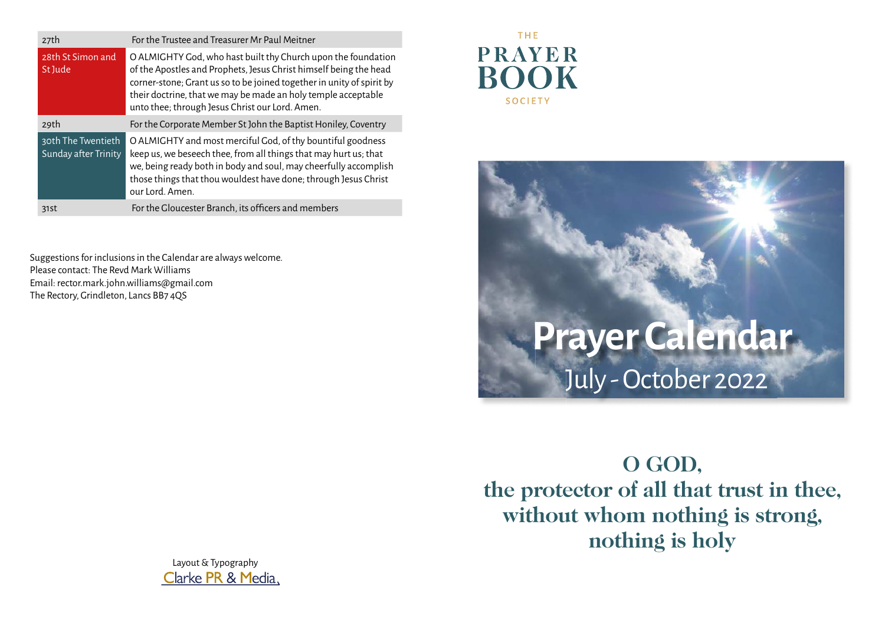| | |
|---|---|
| 27th | For the Trustee and Treasurer Mr Paul Meitner |
| 28th St Simon and St Jude | O ALMIGHTY God, who hast built thy Church upon the foundation of the Apostles and Prophets, Jesus Christ himself being the head corner-stone; Grant us so to be joined together in unity of spirit by their doctrine, that we may be made an holy temple acceptable unto thee; through Jesus Christ our Lord. Amen. |
| 29th | For the Corporate Member St John the Baptist Honiley, Coventry |
| 30th The Twentieth Sunday after Trinity | O ALMIGHTY and most merciful God, of thy bountiful goodness keep us, we beseech thee, from all things that may hurt us; that we, being ready both in body and soul, may cheerfully accomplish those things that thou wouldest have done; through Jesus Christ our Lord. Amen. |
| 31st | For the Gloucester Branch, its officers and members |

Suggestions for inclusions in the Calendar are always welcome.
Please contact: The Revd Mark Williams
Email: rector.mark.john.williams@gmail.com
The Rectory, Grindleton, Lancs BB7 4QS

Layout & Typography
Clarke PR & Media

THE
PRAYER
BOOK
SOCIETY

# Prayer Calendar

## July - October 2022

**O GOD,
the protector of all that trust in thee,
without whom nothing is strong,
nothing is holy**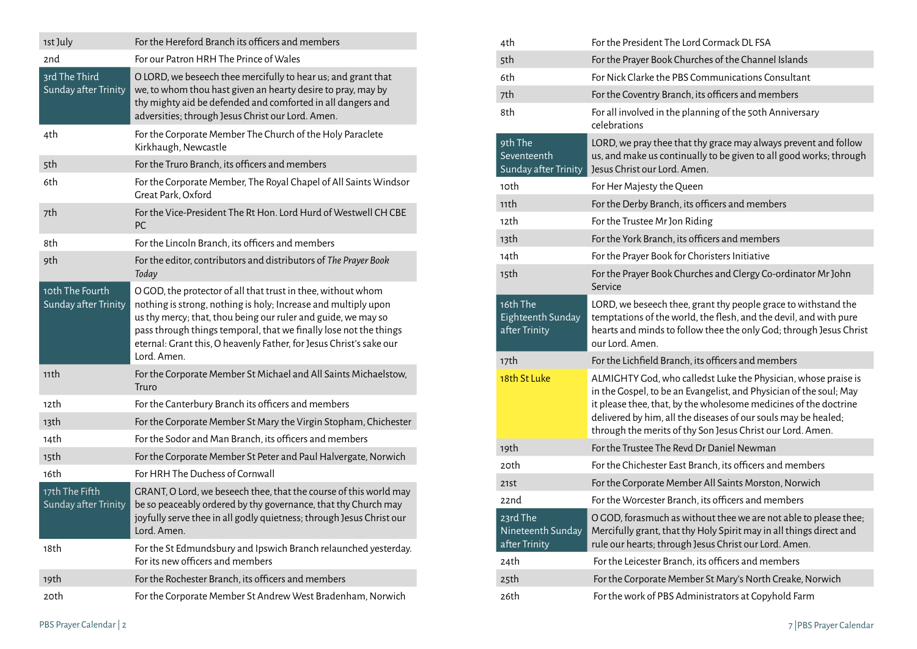| | |
|---|---|
| 1st July | For the Hereford Branch its officers and members |
| 2nd | For our Patron HRH The Prince of Wales |
| 3rd The Third Sunday after Trinity | O LORD, we beseech thee mercifully to hear us; and grant that we, to whom thou hast given an hearty desire to pray, may by thy mighty aid be defended and comforted in all dangers and adversities; through Jesus Christ our Lord. Amen. |
| 4th | For the Corporate Member The Church of the Holy Paraclete Kirkhaugh, Newcastle |
| 5th | For the Truro Branch, its officers and members |
| 6th | For the Corporate Member, The Royal Chapel of All Saints Windsor Great Park, Oxford |
| 7th | For the Vice-President The Rt Hon. Lord Hurd of Westwell CH CBE PC |
| 8th | For the Lincoln Branch, its officers and members |
| 9th | For the editor, contributors and distributors of *The Prayer Book Today* |
| 10th The Fourth Sunday after Trinity | O GOD, the protector of all that trust in thee, without whom nothing is strong, nothing is holy; Increase and multiply upon us thy mercy; that, thou being our ruler and guide, we may so pass through things temporal, that we finally lose not the things eternal: Grant this, O heavenly Father, for Jesus Christ's sake our Lord. Amen. |
| 11th | For the Corporate Member St Michael and All Saints Michaelstow, Truro |
| 12th | For the Canterbury Branch its officers and members |
| 13th | For the Corporate Member St Mary the Virgin Stopham, Chichester |
| 14th | For the Sodor and Man Branch, its officers and members |
| 15th | For the Corporate Member St Peter and Paul Halvergate, Norwich |
| 16th | For HRH The Duchess of Cornwall |
| 17th The Fifth Sunday after Trinity | GRANT, O Lord, we beseech thee, that the course of this world may be so peaceably ordered by thy governance, that thy Church may joyfully serve thee in all godly quietness; through Jesus Christ our Lord. Amen. |
| 18th | For the St Edmundsbury and Ipswich Branch relaunched yesterday. For its new officers and members |
| 19th | For the Rochester Branch, its officers and members |
| 20th | For the Corporate Member St Andrew West Bradenham, Norwich |

| | |
|---|---|
| 4th | For the President The Lord Cormack DL FSA |
| 5th | For the Prayer Book Churches of the Channel Islands |
| 6th | For Nick Clarke the PBS Communications Consultant |
| 7th | For the Coventry Branch, its officers and members |
| 8th | For all involved in the planning of the 50th Anniversary celebrations |
| 9th The Seventeenth Sunday after Trinity | LORD, we pray thee that thy grace may always prevent and follow us, and make us continually to be given to all good works; through Jesus Christ our Lord. Amen. |
| 10th | For Her Majesty the Queen |
| 11th | For the Derby Branch, its officers and members |
| 12th | For the Trustee Mr Jon Riding |
| 13th | For the York Branch, its officers and members |
| 14th | For the Prayer Book for Choristers Initiative |
| 15th | For the Prayer Book Churches and Clergy Co-ordinator Mr John Service |
| 16th The Eighteenth Sunday after Trinity | LORD, we beseech thee, grant thy people grace to withstand the temptations of the world, the flesh, and the devil, and with pure hearts and minds to follow thee the only God; through Jesus Christ our Lord. Amen. |
| 17th | For the Lichfield Branch, its officers and members |
| 18th St Luke | ALMIGHTY God, who calledst Luke the Physician, whose praise is in the Gospel, to be an Evangelist, and Physician of the soul; May it please thee, that, by the wholesome medicines of the doctrine delivered by him, all the diseases of our souls may be healed; through the merits of thy Son Jesus Christ our Lord. Amen. |
| 19th | For the Trustee The Revd Dr Daniel Newman |
| 20th | For the Chichester East Branch, its officers and members |
| 21st | For the Corporate Member All Saints Morston, Norwich |
| 22nd | For the Worcester Branch, its officers and members |
| 23rd The Nineteenth Sunday after Trinity | O GOD, forasmuch as without thee we are not able to please thee; Mercifully grant, that thy Holy Spirit may in all things direct and rule our hearts; through Jesus Christ our Lord. Amen. |
| 24th | For the Leicester Branch, its officers and members |
| 25th | For the Corporate Member St Mary's North Creake, Norwich |
| 26th | For the work of PBS Administrators at Copyhold Farm |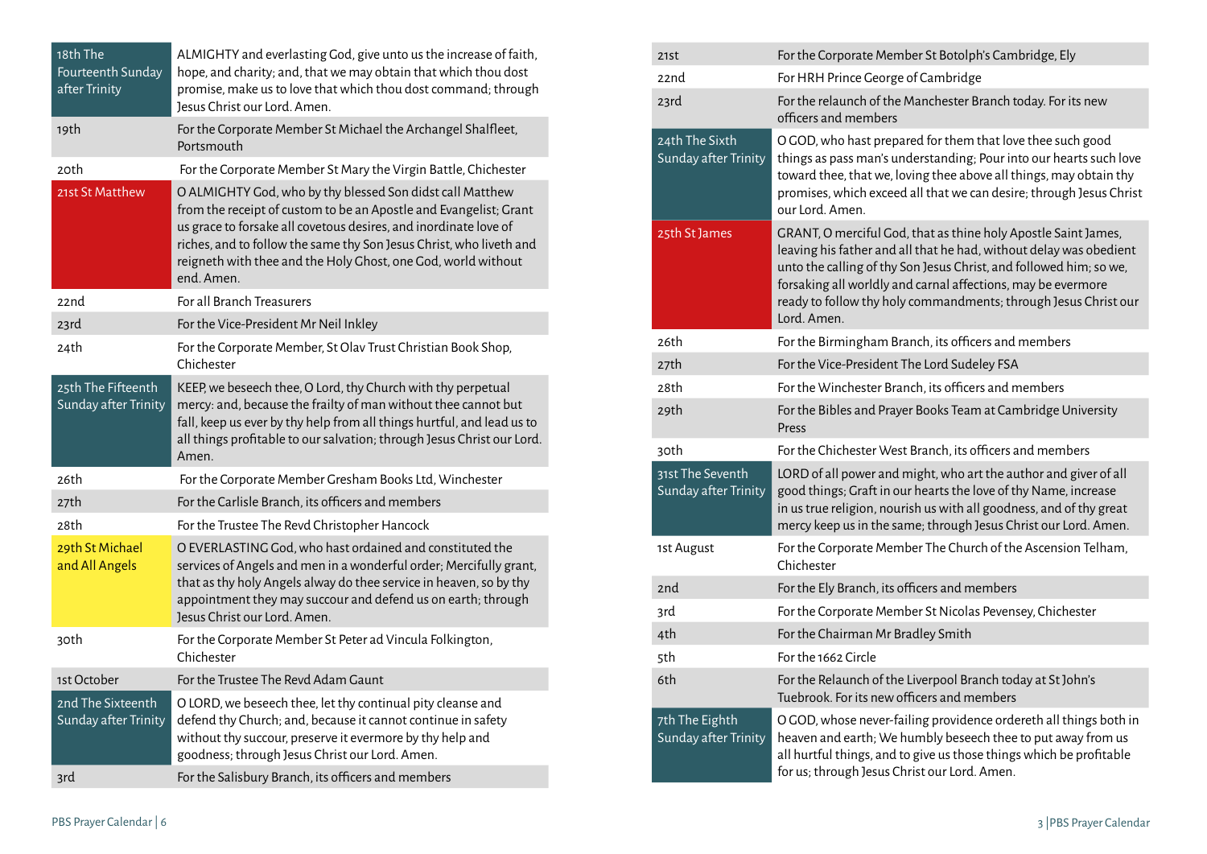| | |
|---|---|
| 18th The Fourteenth Sunday after Trinity | ALMIGHTY and everlasting God, give unto us the increase of faith, hope, and charity; and, that we may obtain that which thou dost promise, make us to love that which thou dost command; through Jesus Christ our Lord. Amen. |
| 19th | For the Corporate Member St Michael the Archangel Shalfleet, Portsmouth |
| 20th | For the Corporate Member St Mary the Virgin Battle, Chichester |
| 21st St Matthew | O ALMIGHTY God, who by thy blessed Son didst call Matthew from the receipt of custom to be an Apostle and Evangelist; Grant us grace to forsake all covetous desires, and inordinate love of riches, and to follow the same thy Son Jesus Christ, who liveth and reigneth with thee and the Holy Ghost, one God, world without end. Amen. |
| 22nd | For all Branch Treasurers |
| 23rd | For the Vice-President Mr Neil Inkley |
| 24th | For the Corporate Member, St Olav Trust Christian Book Shop, Chichester |
| 25th The Fifteenth Sunday after Trinity | KEEP, we beseech thee, O Lord, thy Church with thy perpetual mercy: and, because the frailty of man without thee cannot but fall, keep us ever by thy help from all things hurtful, and lead us to all things profitable to our salvation; through Jesus Christ our Lord. Amen. |
| 26th | For the Corporate Member Gresham Books Ltd, Winchester |
| 27th | For the Carlisle Branch, its officers and members |
| 28th | For the Trustee The Revd Christopher Hancock |
| 29th St Michael and All Angels | O EVERLASTING God, who hast ordained and constituted the services of Angels and men in a wonderful order; Mercifully grant, that as thy holy Angels alway do thee service in heaven, so by thy appointment they may succour and defend us on earth; through Jesus Christ our Lord. Amen. |
| 30th | For the Corporate Member St Peter ad Vincula Folkington, Chichester |
| 1st October | For the Trustee The Revd Adam Gaunt |
| 2nd The Sixteenth Sunday after Trinity | O LORD, we beseech thee, let thy continual pity cleanse and defend thy Church; and, because it cannot continue in safety without thy succour, preserve it evermore by thy help and goodness; through Jesus Christ our Lord. Amen. |
| 3rd | For the Salisbury Branch, its officers and members |

| | |
|---|---|
| 21st | For the Corporate Member St Botolph's Cambridge, Ely |
| 22nd | For HRH Prince George of Cambridge |
| 23rd | For the relaunch of the Manchester Branch today. For its new officers and members |
| 24th The Sixth Sunday after Trinity | O GOD, who hast prepared for them that love thee such good things as pass man's understanding; Pour into our hearts such love toward thee, that we, loving thee above all things, may obtain thy promises, which exceed all that we can desire; through Jesus Christ our Lord. Amen. |
| 25th St James | GRANT, O merciful God, that as thine holy Apostle Saint James, leaving his father and all that he had, without delay was obedient unto the calling of thy Son Jesus Christ, and followed him; so we, forsaking all worldly and carnal affections, may be evermore ready to follow thy holy commandments; through Jesus Christ our Lord. Amen. |
| 26th | For the Birmingham Branch, its officers and members |
| 27th | For the Vice-President The Lord Sudeley FSA |
| 28th | For the Winchester Branch, its officers and members |
| 29th | For the Bibles and Prayer Books Team at Cambridge University Press |
| 30th | For the Chichester West Branch, its officers and members |
| 31st The Seventh Sunday after Trinity | LORD of all power and might, who art the author and giver of all good things; Graft in our hearts the love of thy Name, increase in us true religion, nourish us with all goodness, and of thy great mercy keep us in the same; through Jesus Christ our Lord. Amen. |
| 1st August | For the Corporate Member The Church of the Ascension Telham, Chichester |
| 2nd | For the Ely Branch, its officers and members |
| 3rd | For the Corporate Member St Nicolas Pevensey, Chichester |
| 4th | For the Chairman Mr Bradley Smith |
| 5th | For the 1662 Circle |
| 6th | For the Relaunch of the Liverpool Branch today at St John's Tuebrook. For its new officers and members |
| 7th The Eighth Sunday after Trinity | O GOD, whose never-failing providence ordereth all things both in heaven and earth; We humbly beseech thee to put away from us all hurtful things, and to give us those things which be profitable for us; through Jesus Christ our Lord. Amen. |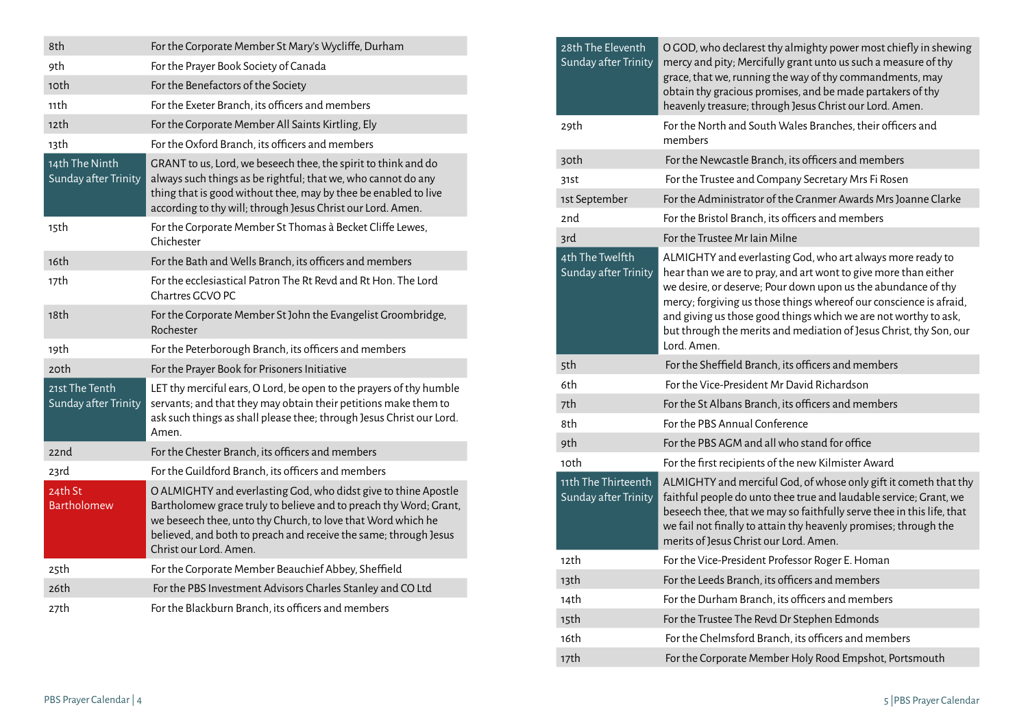| | |
|---|---|
| 8th | For the Corporate Member St Mary's Wycliffe, Durham |
| 9th | For the Prayer Book Society of Canada |
| 10th | For the Benefactors of the Society |
| 11th | For the Exeter Branch, its officers and members |
| 12th | For the Corporate Member All Saints Kirtling, Ely |
| 13th | For the Oxford Branch, its officers and members |
| 14th The Ninth Sunday after Trinity | GRANT to us, Lord, we beseech thee, the spirit to think and do always such things as be rightful; that we, who cannot do any thing that is good without thee, may by thee be enabled to live according to thy will; through Jesus Christ our Lord. Amen. |
| 15th | For the Corporate Member St Thomas à Becket Cliffe Lewes, Chichester |
| 16th | For the Bath and Wells Branch, its officers and members |
| 17th | For the ecclesiastical Patron The Rt Revd and Rt Hon. The Lord Chartres GCVO PC |
| 18th | For the Corporate Member St John the Evangelist Groombridge, Rochester |
| 19th | For the Peterborough Branch, its officers and members |
| 20th | For the Prayer Book for Prisoners Initiative |
| 21st The Tenth Sunday after Trinity | LET thy merciful ears, O Lord, be open to the prayers of thy humble servants; and that they may obtain their petitions make them to ask such things as shall please thee; through Jesus Christ our Lord. Amen. |
| 22nd | For the Chester Branch, its officers and members |
| 23rd | For the Guildford Branch, its officers and members |
| 24th St Bartholomew | O ALMIGHTY and everlasting God, who didst give to thine Apostle Bartholomew grace truly to believe and to preach thy Word; Grant, we beseech thee, unto thy Church, to love that Word which he believed, and both to preach and receive the same; through Jesus Christ our Lord. Amen. |
| 25th | For the Corporate Member Beauchief Abbey, Sheffield |
| 26th | For the PBS Investment Advisors Charles Stanley and CO Ltd |
| 27th | For the Blackburn Branch, its officers and members |
| 28th The Eleventh Sunday after Trinity | O GOD, who declarest thy almighty power most chiefly in shewing mercy and pity; Mercifully grant unto us such a measure of thy grace, that we, running the way of thy commandments, may obtain thy gracious promises, and be made partakers of thy heavenly treasure; through Jesus Christ our Lord. Amen. |
| 29th | For the North and South Wales Branches, their officers and members |
| 30th | For the Newcastle Branch, its officers and members |
| 31st | For the Trustee and Company Secretary Mrs Fi Rosen |
| 1st September | For the Administrator of the Cranmer Awards Mrs Joanne Clarke |
| 2nd | For the Bristol Branch, its officers and members |
| 3rd | For the Trustee Mr Iain Milne |
| 4th The Twelfth Sunday after Trinity | ALMIGHTY and everlasting God, who art always more ready to hear than we are to pray, and art wont to give more than either we desire, or deserve; Pour down upon us the abundance of thy mercy; forgiving us those things whereof our conscience is afraid, and giving us those good things which we are not worthy to ask, but through the merits and mediation of Jesus Christ, thy Son, our Lord. Amen. |
| 5th | For the Sheffield Branch, its officers and members |
| 6th | For the Vice-President Mr David Richardson |
| 7th | For the St Albans Branch, its officers and members |
| 8th | For the PBS Annual Conference |
| 9th | For the PBS AGM and all who stand for office |
| 10th | For the first recipients of the new Kilmister Award |
| 11th The Thirteenth Sunday after Trinity | ALMIGHTY and merciful God, of whose only gift it cometh that thy faithful people do unto thee true and laudable service; Grant, we beseech thee, that we may so faithfully serve thee in this life, that we fail not finally to attain thy heavenly promises; through the merits of Jesus Christ our Lord. Amen. |
| 12th | For the Vice-President Professor Roger E. Homan |
| 13th | For the Leeds Branch, its officers and members |
| 14th | For the Durham Branch, its officers and members |
| 15th | For the Trustee The Revd Dr Stephen Edmonds |
| 16th | For the Chelmsford Branch, its officers and members |
| 17th | For the Corporate Member Holy Rood Empshot, Portsmouth |